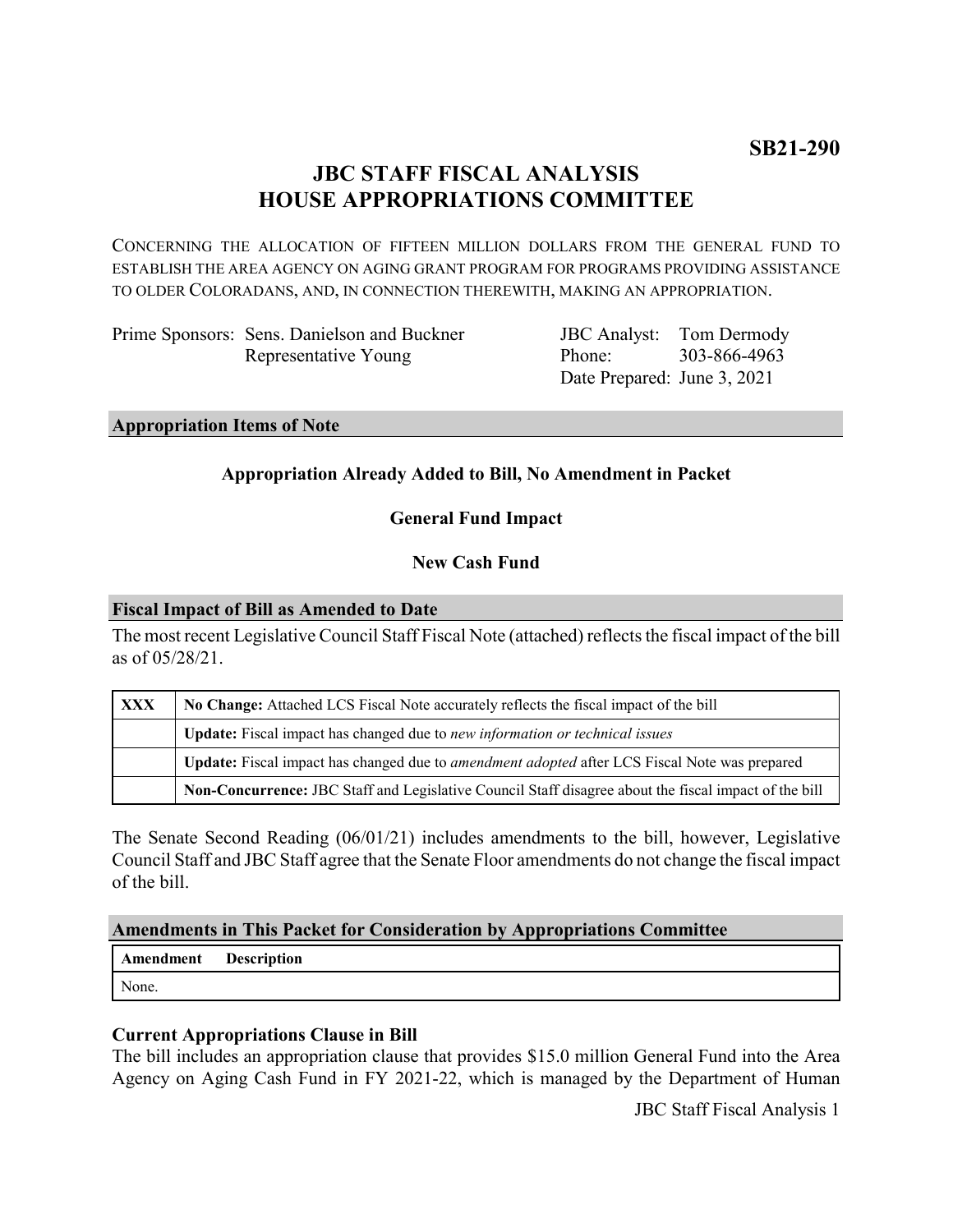**SB21-290**

# JBC STAFF FISCAL ANALYSIS
# HOUSE APPROPRIATIONS COMMITTEE

CONCERNING THE ALLOCATION OF FIFTEEN MILLION DOLLARS FROM THE GENERAL FUND TO ESTABLISH THE AREA AGENCY ON AGING GRANT PROGRAM FOR PROGRAMS PROVIDING ASSISTANCE TO OLDER COLORADANS, AND, IN CONNECTION THEREWITH, MAKING AN APPROPRIATION.

Prime Sponsors: Sens. Danielson and Buckner
Representative Young

JBC Analyst: Tom Dermody
Phone: 303-866-4963
Date Prepared: June 3, 2021

## Appropriation Items of Note

**Appropriation Already Added to Bill, No Amendment in Packet**

**General Fund Impact**

**New Cash Fund**

## Fiscal Impact of Bill as Amended to Date

The most recent Legislative Council Staff Fiscal Note (attached) reflects the fiscal impact of the bill as of 05/28/21.

| | |
|---|---|
| **XXX** | **No Change:** Attached LCS Fiscal Note accurately reflects the fiscal impact of the bill |
| | **Update:** Fiscal impact has changed due to *new information or technical issues* |
| | **Update:** Fiscal impact has changed due to *amendment adopted* after LCS Fiscal Note was prepared |
| | **Non-Concurrence:** JBC Staff and Legislative Council Staff disagree about the fiscal impact of the bill |

The Senate Second Reading (06/01/21) includes amendments to the bill, however, Legislative Council Staff and JBC Staff agree that the Senate Floor amendments do not change the fiscal impact of the bill.

## Amendments in This Packet for Consideration by Appropriations Committee

| Amendment | Description |
|---|---|
| None. | |

### Current Appropriations Clause in Bill

The bill includes an appropriation clause that provides $15.0 million General Fund into the Area Agency on Aging Cash Fund in FY 2021-22, which is managed by the Department of Human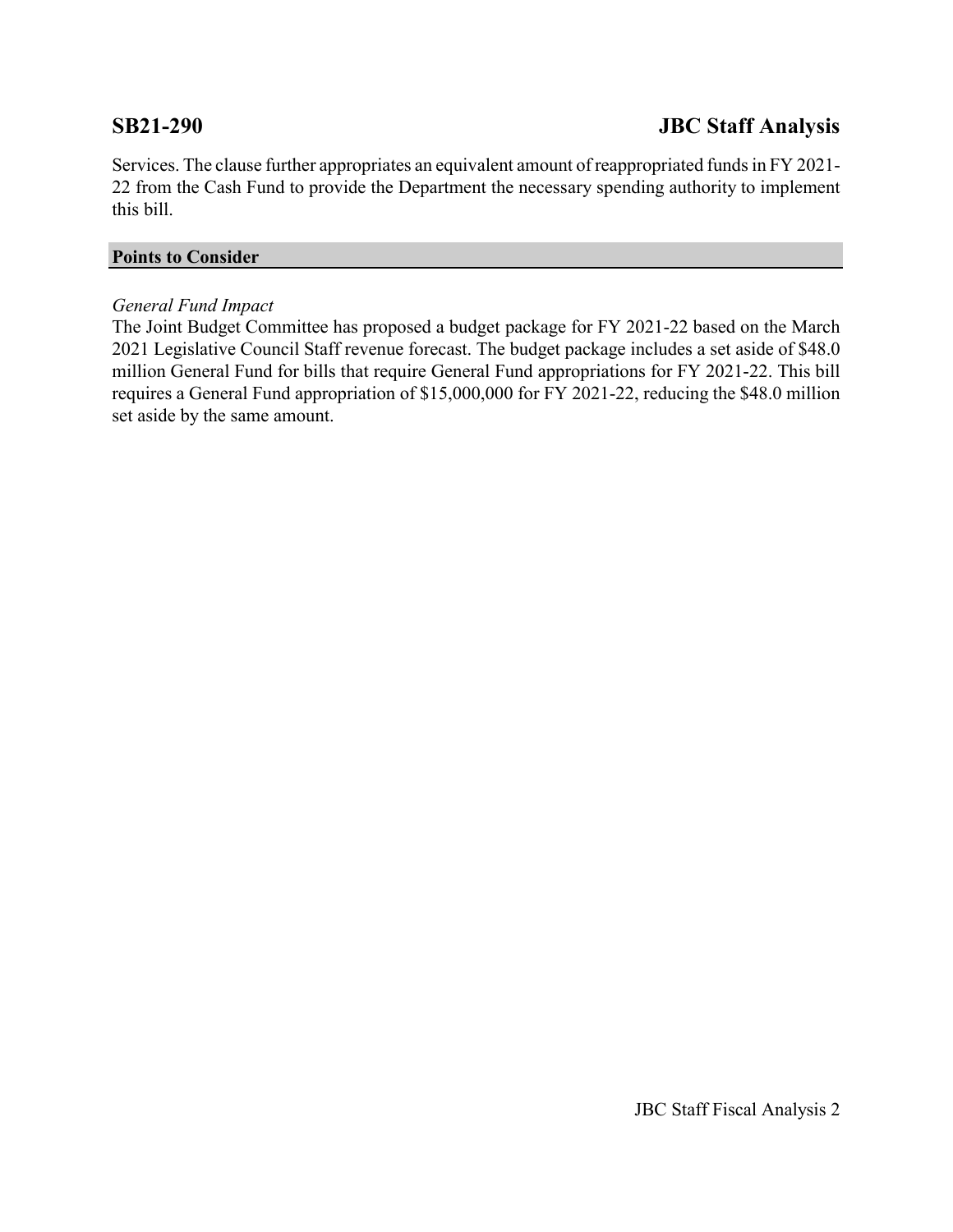Services. The clause further appropriates an equivalent amount of reappropriated funds in FY 2021-22 from the Cash Fund to provide the Department the necessary spending authority to implement this bill.

## Points to Consider

*General Fund Impact*

The Joint Budget Committee has proposed a budget package for FY 2021-22 based on the March 2021 Legislative Council Staff revenue forecast. The budget package includes a set aside of $48.0 million General Fund for bills that require General Fund appropriations for FY 2021-22. This bill requires a General Fund appropriation of $15,000,000 for FY 2021-22, reducing the $48.0 million set aside by the same amount.